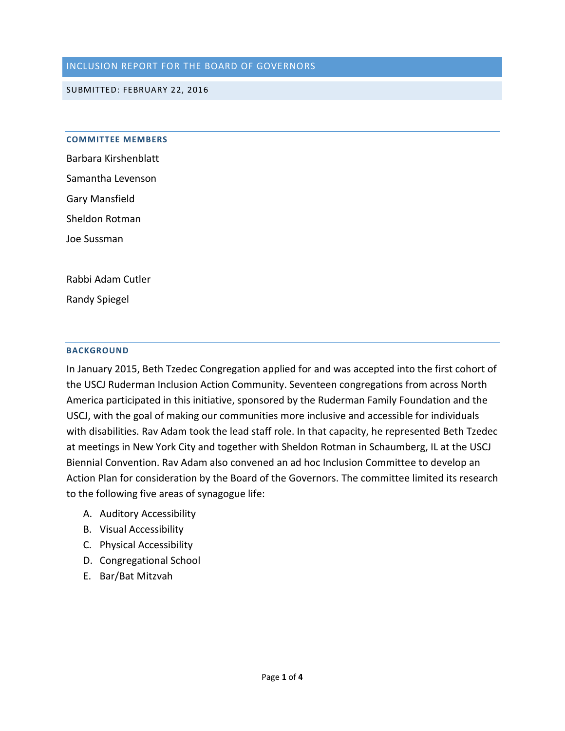# INCLUSION REPORT FOR THE BOARD OF GOVERNORS

SUBMITTED: FEBRUARY 22, 2016

## COMMITTEE MEMBERS

Barbara Kirshenblatt

Samantha Levenson

Gary Mansfield

Sheldon Rotman

Joe Sussman

Rabbi Adam Cutler

Randy Spiegel

## BACKGROUND

In January 2015, Beth Tzedec Congregation applied for and was accepted into the first cohort of the USCJ Ruderman Inclusion Action Community. Seventeen congregations from across North America participated in this initiative, sponsored by the Ruderman Family Foundation and the USCJ, with the goal of making our communities more inclusive and accessible for individuals with disabilities. Rav Adam took the lead staff role. In that capacity, he represented Beth Tzedec at meetings in New York City and together with Sheldon Rotman in Schaumberg, IL at the USCJ Biennial Convention. Rav Adam also convened an ad hoc Inclusion Committee to develop an Action Plan for consideration by the Board of the Governors. The committee limited its research to the following five areas of synagogue life:

A. Auditory Accessibility
B. Visual Accessibility
C. Physical Accessibility
D. Congregational School
E. Bar/Bat Mitzvah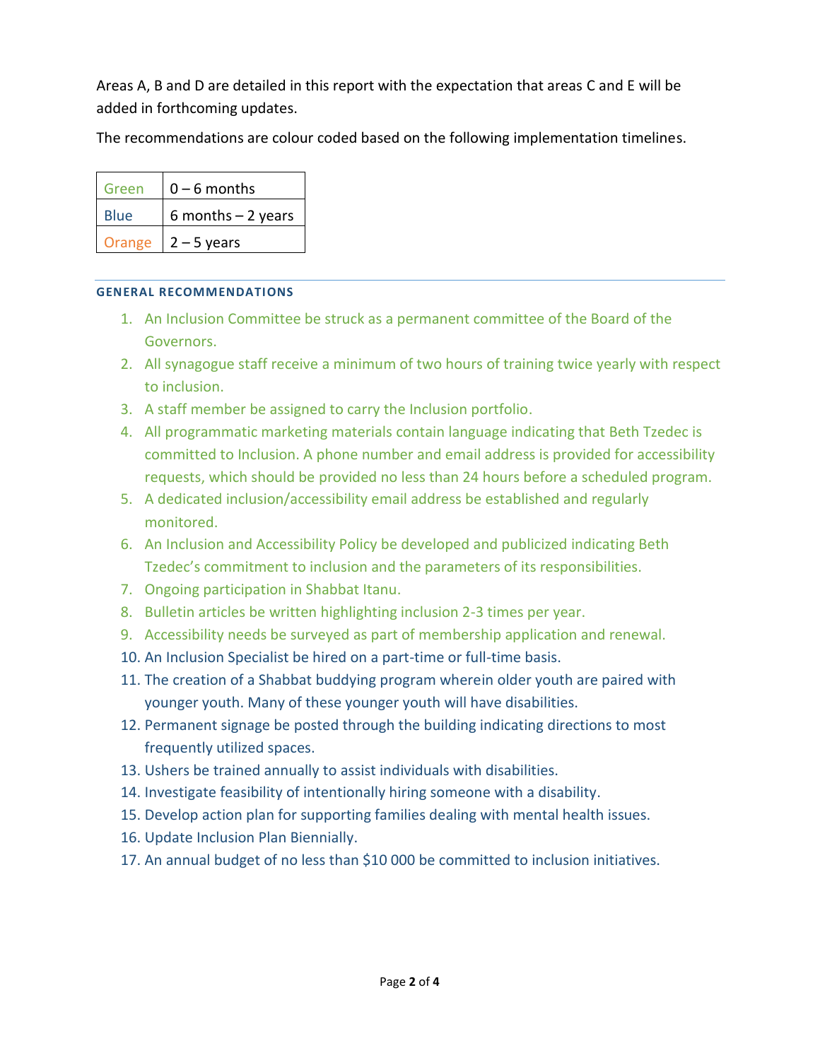Areas A, B and D are detailed in this report with the expectation that areas C and E will be added in forthcoming updates.

The recommendations are colour coded based on the following implementation timelines.

| Green | 0 – 6 months |
|---|---|
| Blue | 6 months – 2 years |
| Orange | 2 – 5 years |

---

### GENERAL RECOMMENDATIONS

1. An Inclusion Committee be struck as a permanent committee of the Board of the Governors.
2. All synagogue staff receive a minimum of two hours of training twice yearly with respect to inclusion.
3. A staff member be assigned to carry the Inclusion portfolio.
4. All programmatic marketing materials contain language indicating that Beth Tzedec is committed to Inclusion. A phone number and email address is provided for accessibility requests, which should be provided no less than 24 hours before a scheduled program.
5. A dedicated inclusion/accessibility email address be established and regularly monitored.
6. An Inclusion and Accessibility Policy be developed and publicized indicating Beth Tzedec's commitment to inclusion and the parameters of its responsibilities.
7. Ongoing participation in Shabbat Itanu.
8. Bulletin articles be written highlighting inclusion 2-3 times per year.
9. Accessibility needs be surveyed as part of membership application and renewal.
10. An Inclusion Specialist be hired on a part-time or full-time basis.
11. The creation of a Shabbat buddying program wherein older youth are paired with younger youth. Many of these younger youth will have disabilities.
12. Permanent signage be posted through the building indicating directions to most frequently utilized spaces.
13. Ushers be trained annually to assist individuals with disabilities.
14. Investigate feasibility of intentionally hiring someone with a disability.
15. Develop action plan for supporting families dealing with mental health issues.
16. Update Inclusion Plan Biennially.
17. An annual budget of no less than $10 000 be committed to inclusion initiatives.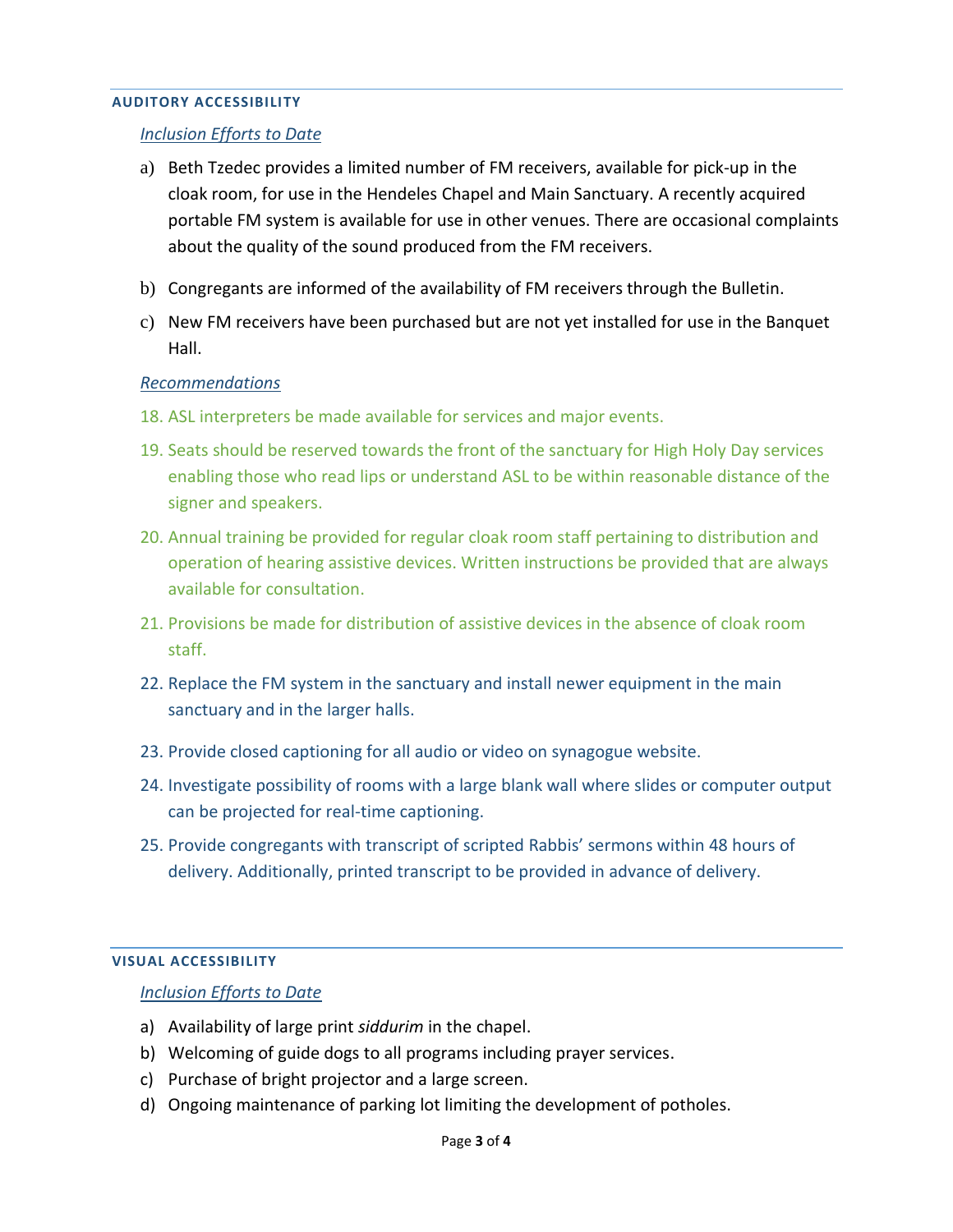## AUDITORY ACCESSIBILITY

### *Inclusion Efforts to Date*

a) Beth Tzedec provides a limited number of FM receivers, available for pick-up in the cloak room, for use in the Hendeles Chapel and Main Sanctuary. A recently acquired portable FM system is available for use in other venues. There are occasional complaints about the quality of the sound produced from the FM receivers.

b) Congregants are informed of the availability of FM receivers through the Bulletin.

c) New FM receivers have been purchased but are not yet installed for use in the Banquet Hall.

### *Recommendations*

18. ASL interpreters be made available for services and major events.
19. Seats should be reserved towards the front of the sanctuary for High Holy Day services enabling those who read lips or understand ASL to be within reasonable distance of the signer and speakers.
20. Annual training be provided for regular cloak room staff pertaining to distribution and operation of hearing assistive devices. Written instructions be provided that are always available for consultation.
21. Provisions be made for distribution of assistive devices in the absence of cloak room staff.
22. Replace the FM system in the sanctuary and install newer equipment in the main sanctuary and in the larger halls.
23. Provide closed captioning for all audio or video on synagogue website.
24. Investigate possibility of rooms with a large blank wall where slides or computer output can be projected for real-time captioning.
25. Provide congregants with transcript of scripted Rabbis' sermons within 48 hours of delivery. Additionally, printed transcript to be provided in advance of delivery.

## VISUAL ACCESSIBILITY

### *Inclusion Efforts to Date*

a) Availability of large print *siddurim* in the chapel.
b) Welcoming of guide dogs to all programs including prayer services.
c) Purchase of bright projector and a large screen.
d) Ongoing maintenance of parking lot limiting the development of potholes.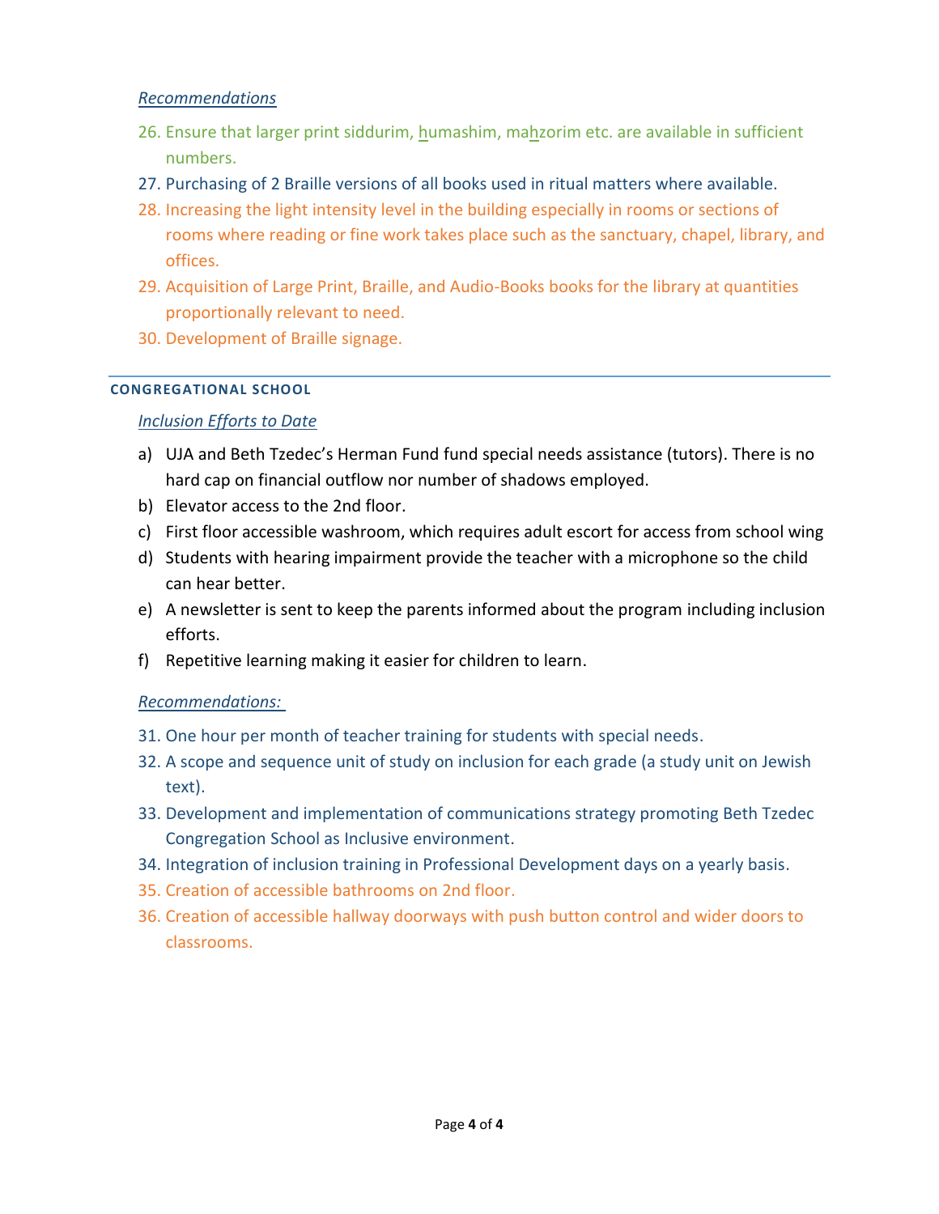*Recommendations*

26. Ensure that larger print siddurim, humashim, mahzorim etc. are available in sufficient numbers.
27. Purchasing of 2 Braille versions of all books used in ritual matters where available.
28. Increasing the light intensity level in the building especially in rooms or sections of rooms where reading or fine work takes place such as the sanctuary, chapel, library, and offices.
29. Acquisition of Large Print, Braille, and Audio-Books books for the library at quantities proportionally relevant to need.
30. Development of Braille signage.

---

## CONGREGATIONAL SCHOOL

*Inclusion Efforts to Date*

a) UJA and Beth Tzedec's Herman Fund fund special needs assistance (tutors). There is no hard cap on financial outflow nor number of shadows employed.
b) Elevator access to the 2nd floor.
c) First floor accessible washroom, which requires adult escort for access from school wing
d) Students with hearing impairment provide the teacher with a microphone so the child can hear better.
e) A newsletter is sent to keep the parents informed about the program including inclusion efforts.
f) Repetitive learning making it easier for children to learn.

*Recommendations:*

31. One hour per month of teacher training for students with special needs.
32. A scope and sequence unit of study on inclusion for each grade (a study unit on Jewish text).
33. Development and implementation of communications strategy promoting Beth Tzedec Congregation School as Inclusive environment.
34. Integration of inclusion training in Professional Development days on a yearly basis.
35. Creation of accessible bathrooms on 2nd floor.
36. Creation of accessible hallway doorways with push button control and wider doors to classrooms.